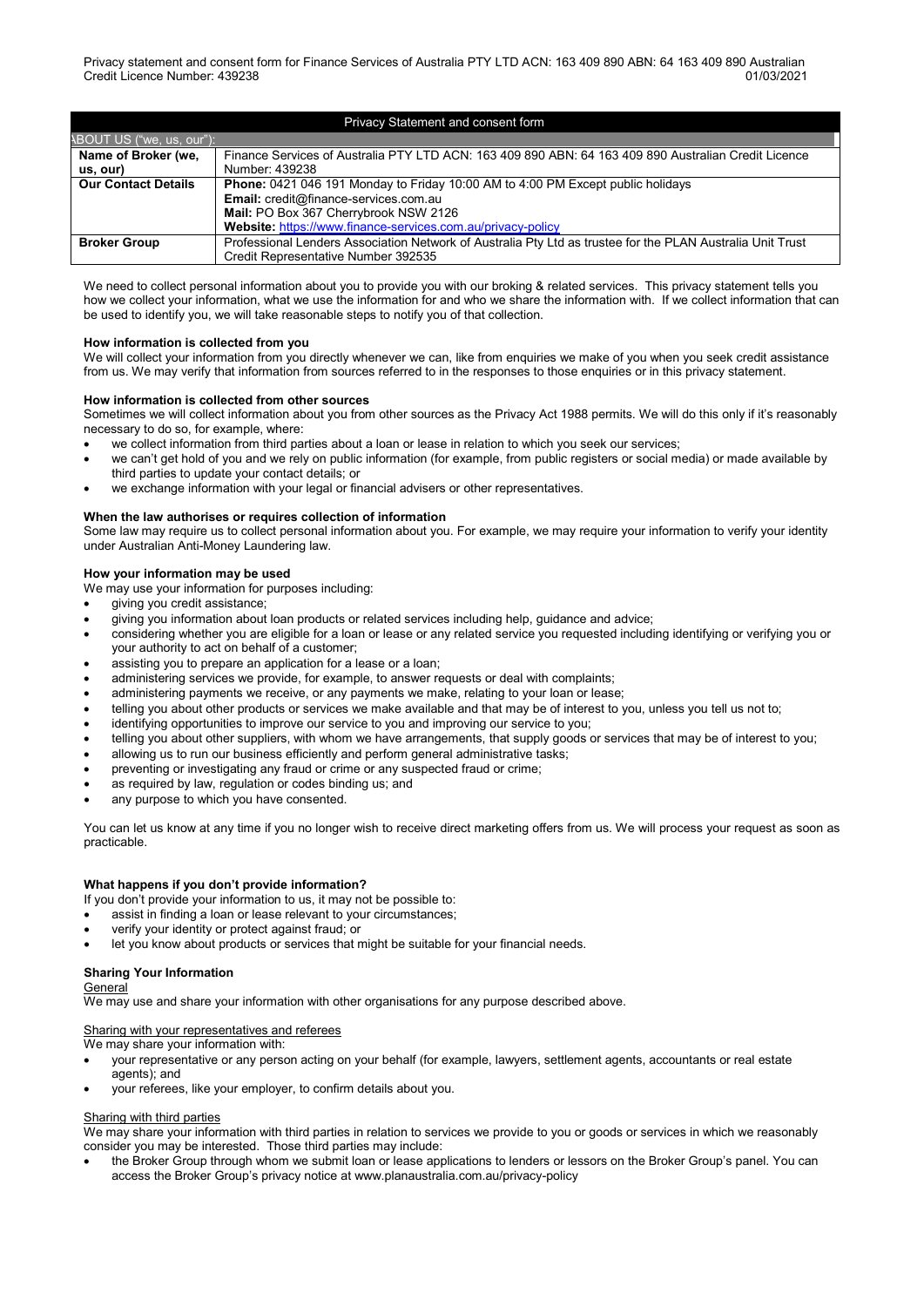Privacy statement and consent form for Finance Services of Australia PTY LTD ACN: 163 409 890 ABN: 64 163 409 890 Australian Credit Licence Number: 439238 01/03/2021

| Privacy Statement and consent form | |
|---|---|
| ABOUT US ("we, us, our"): | |
| **Name of Broker (we, us, our)** | Finance Services of Australia PTY LTD ACN: 163 409 890 ABN: 64 163 409 890 Australian Credit Licence Number: 439238 |
| **Our Contact Details** | **Phone:** 0421 046 191 Monday to Friday 10:00 AM to 4:00 PM Except public holidays<br>**Email:** credit@finance-services.com.au<br>**Mail:** PO Box 367 Cherrybrook NSW 2126<br>**Website:** https://www.finance-services.com.au/privacy-policy |
| **Broker Group** | Professional Lenders Association Network of Australia Pty Ltd as trustee for the PLAN Australia Unit Trust Credit Representative Number 392535 |

We need to collect personal information about you to provide you with our broking & related services. This privacy statement tells you how we collect your information, what we use the information for and who we share the information with. If we collect information that can be used to identify you, we will take reasonable steps to notify you of that collection.

**How information is collected from you**

We will collect your information from you directly whenever we can, like from enquiries we make of you when you seek credit assistance from us. We may verify that information from sources referred to in the responses to those enquiries or in this privacy statement.

**How information is collected from other sources**

Sometimes we will collect information about you from other sources as the Privacy Act 1988 permits. We will do this only if it's reasonably necessary to do so, for example, where:

- we collect information from third parties about a loan or lease in relation to which you seek our services;
- we can't get hold of you and we rely on public information (for example, from public registers or social media) or made available by third parties to update your contact details; or
- we exchange information with your legal or financial advisers or other representatives.

**When the law authorises or requires collection of information**

Some law may require us to collect personal information about you. For example, we may require your information to verify your identity under Australian Anti-Money Laundering law.

**How your information may be used**

We may use your information for purposes including:

- giving you credit assistance;
- giving you information about loan products or related services including help, guidance and advice;
- considering whether you are eligible for a loan or lease or any related service you requested including identifying or verifying you or your authority to act on behalf of a customer;
- assisting you to prepare an application for a lease or a loan;
- administering services we provide, for example, to answer requests or deal with complaints;
- administering payments we receive, or any payments we make, relating to your loan or lease;
- telling you about other products or services we make available and that may be of interest to you, unless you tell us not to;
- identifying opportunities to improve our service to you and improving our service to you;
- telling you about other suppliers, with whom we have arrangements, that supply goods or services that may be of interest to you;
- allowing us to run our business efficiently and perform general administrative tasks;
- preventing or investigating any fraud or crime or any suspected fraud or crime;
- as required by law, regulation or codes binding us; and
- any purpose to which you have consented.

You can let us know at any time if you no longer wish to receive direct marketing offers from us. We will process your request as soon as practicable.

**What happens if you don't provide information?**

If you don't provide your information to us, it may not be possible to:

- assist in finding a loan or lease relevant to your circumstances;
- verify your identity or protect against fraud; or
- let you know about products or services that might be suitable for your financial needs.

**Sharing Your Information**

General

We may use and share your information with other organisations for any purpose described above.

Sharing with your representatives and referees

We may share your information with:

- your representative or any person acting on your behalf (for example, lawyers, settlement agents, accountants or real estate agents); and
- your referees, like your employer, to confirm details about you.

Sharing with third parties

We may share your information with third parties in relation to services we provide to you or goods or services in which we reasonably consider you may be interested. Those third parties may include:

- the Broker Group through whom we submit loan or lease applications to lenders or lessors on the Broker Group's panel. You can access the Broker Group's privacy notice at www.planaustralia.com.au/privacy-policy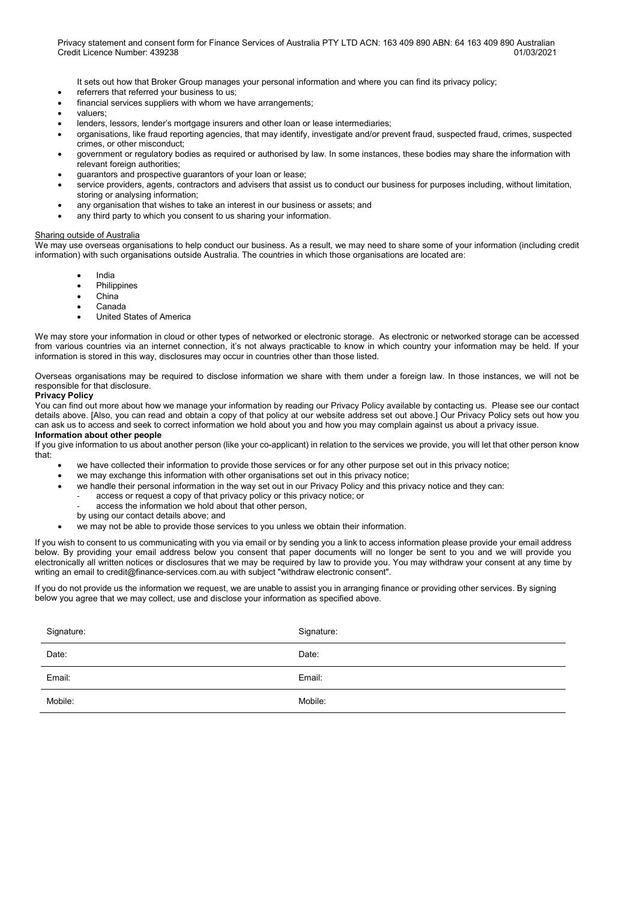It sets out how that Broker Group manages your personal information and where you can find its privacy policy;

- referrers that referred your business to us;
- financial services suppliers with whom we have arrangements;
- valuers;
- lenders, lessors, lender's mortgage insurers and other loan or lease intermediaries;
- organisations, like fraud reporting agencies, that may identify, investigate and/or prevent fraud, suspected fraud, crimes, suspected crimes, or other misconduct;
- government or regulatory bodies as required or authorised by law. In some instances, these bodies may share the information with relevant foreign authorities;
- guarantors and prospective guarantors of your loan or lease;
- service providers, agents, contractors and advisers that assist us to conduct our business for purposes including, without limitation, storing or analysing information;
- any organisation that wishes to take an interest in our business or assets; and
- any third party to which you consent to us sharing your information.

Sharing outside of Australia

We may use overseas organisations to help conduct our business. As a result, we may need to share some of your information (including credit information) with such organisations outside Australia. The countries in which those organisations are located are:

- India
- Philippines
- China
- Canada
- United States of America

We may store your information in cloud or other types of networked or electronic storage. As electronic or networked storage can be accessed from various countries via an internet connection, it's not always practicable to know in which country your information may be held. If your information is stored in this way, disclosures may occur in countries other than those listed.

Overseas organisations may be required to disclose information we share with them under a foreign law. In those instances, we will not be responsible for that disclosure.

**Privacy Policy**

You can find out more about how we manage your information by reading our Privacy Policy available by contacting us. Please see our contact details above. [Also, you can read and obtain a copy of that policy at our website address set out above.] Our Privacy Policy sets out how you can ask us to access and seek to correct information we hold about you and how you may complain against us about a privacy issue.

**Information about other people**

If you give information to us about another person (like your co-applicant) in relation to the services we provide, you will let that other person know that:

- we have collected their information to provide those services or for any other purpose set out in this privacy notice;
- we may exchange this information with other organisations set out in this privacy notice;
- we handle their personal information in the way set out in our Privacy Policy and this privacy notice and they can:
  - access or request a copy of that privacy policy or this privacy notice; or
  - access the information we hold about that other person,

  by using our contact details above; and
- we may not be able to provide those services to you unless we obtain their information.

If you wish to consent to us communicating with you via email or by sending you a link to access information please provide your email address below. By providing your email address below you consent that paper documents will no longer be sent to you and we will provide you electronically all written notices or disclosures that we may be required by law to provide you. You may withdraw your consent at any time by writing an email to credit@finance-services.com.au with subject "withdraw electronic consent".

If you do not provide us the information we request, we are unable to assist you in arranging finance or providing other services. By signing below you agree that we may collect, use and disclose your information as specified above.

| | |
|---|---|
| Signature: | Signature: |
| Date: | Date: |
| Email: | Email: |
| Mobile: | Mobile: |